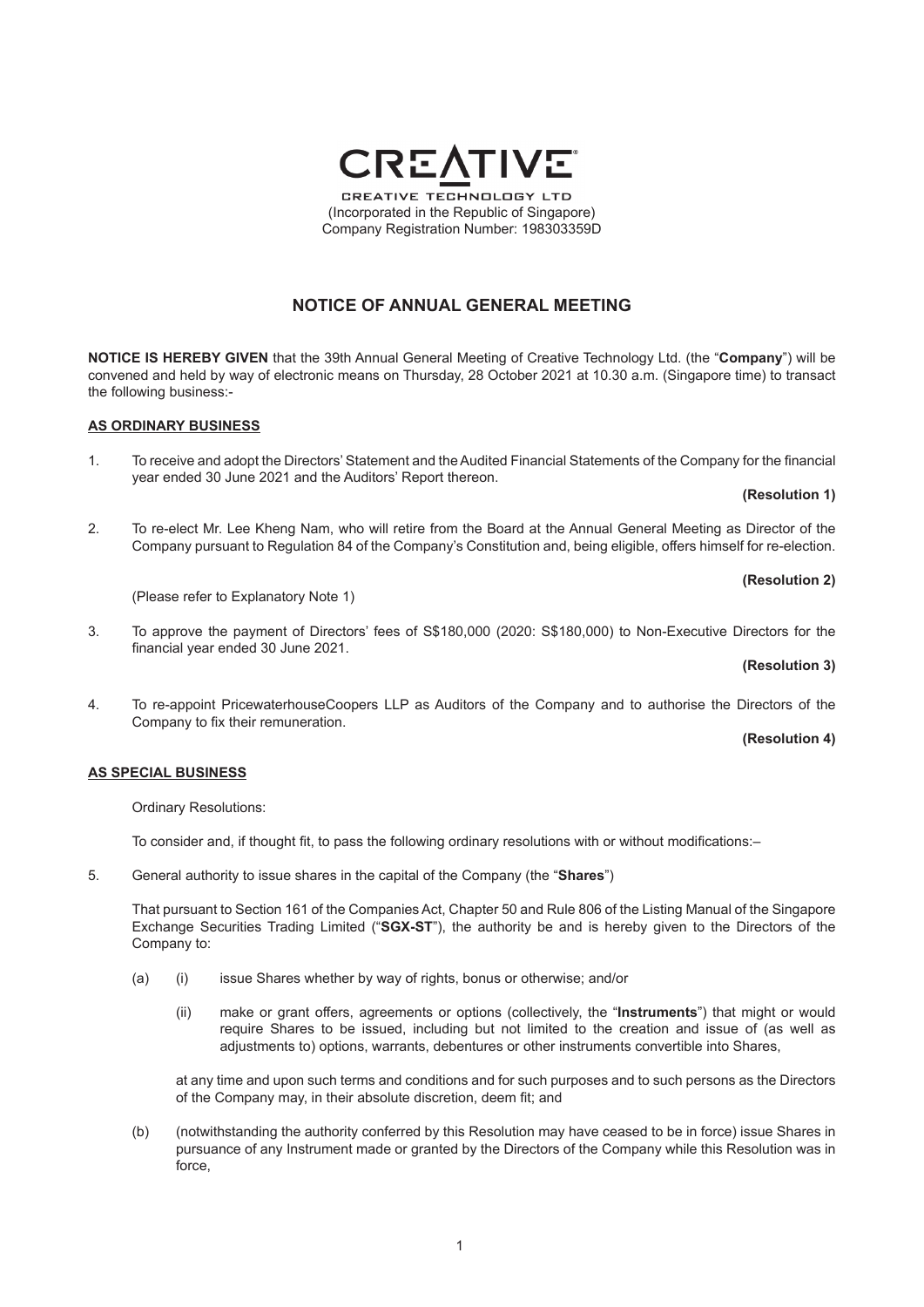**CREATIVE**

CREATIVE TECHNOLOGY LTD
(Incorporated in the Republic of Singapore)
Company Registration Number: 198303359D

# NOTICE OF ANNUAL GENERAL MEETING

**NOTICE IS HEREBY GIVEN** that the 39th Annual General Meeting of Creative Technology Ltd. (the "**Company**") will be convened and held by way of electronic means on Thursday, 28 October 2021 at 10.30 a.m. (Singapore time) to transact the following business:-

## AS ORDINARY BUSINESS

1. To receive and adopt the Directors' Statement and the Audited Financial Statements of the Company for the financial year ended 30 June 2021 and the Auditors' Report thereon.

   **(Resolution 1)**

2. To re-elect Mr. Lee Kheng Nam, who will retire from the Board at the Annual General Meeting as Director of the Company pursuant to Regulation 84 of the Company's Constitution and, being eligible, offers himself for re-election.

   **(Resolution 2)**

   (Please refer to Explanatory Note 1)

3. To approve the payment of Directors' fees of S$180,000 (2020: S$180,000) to Non-Executive Directors for the financial year ended 30 June 2021.

   **(Resolution 3)**

4. To re-appoint PricewaterhouseCoopers LLP as Auditors of the Company and to authorise the Directors of the Company to fix their remuneration.

   **(Resolution 4)**

## AS SPECIAL BUSINESS

Ordinary Resolutions:

To consider and, if thought fit, to pass the following ordinary resolutions with or without modifications:–

5. General authority to issue shares in the capital of the Company (the "**Shares**")

   That pursuant to Section 161 of the Companies Act, Chapter 50 and Rule 806 of the Listing Manual of the Singapore Exchange Securities Trading Limited ("**SGX-ST**"), the authority be and is hereby given to the Directors of the Company to:

   (a) (i) issue Shares whether by way of rights, bonus or otherwise; and/or

   (ii) make or grant offers, agreements or options (collectively, the "**Instruments**") that might or would require Shares to be issued, including but not limited to the creation and issue of (as well as adjustments to) options, warrants, debentures or other instruments convertible into Shares,

   at any time and upon such terms and conditions and for such purposes and to such persons as the Directors of the Company may, in their absolute discretion, deem fit; and

   (b) (notwithstanding the authority conferred by this Resolution may have ceased to be in force) issue Shares in pursuance of any Instrument made or granted by the Directors of the Company while this Resolution was in force,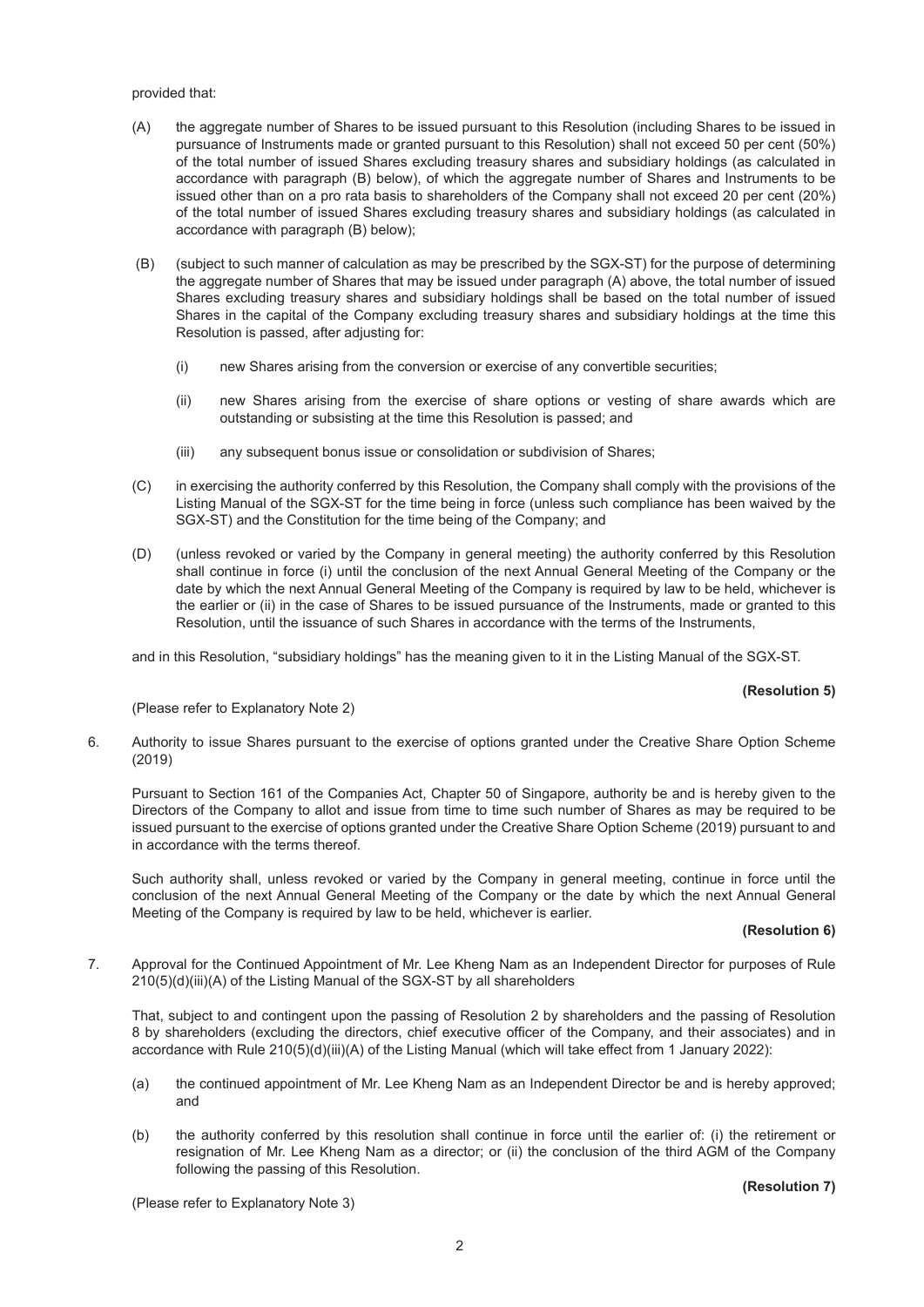provided that:

(A) the aggregate number of Shares to be issued pursuant to this Resolution (including Shares to be issued in pursuance of Instruments made or granted pursuant to this Resolution) shall not exceed 50 per cent (50%) of the total number of issued Shares excluding treasury shares and subsidiary holdings (as calculated in accordance with paragraph (B) below), of which the aggregate number of Shares and Instruments to be issued other than on a pro rata basis to shareholders of the Company shall not exceed 20 per cent (20%) of the total number of issued Shares excluding treasury shares and subsidiary holdings (as calculated in accordance with paragraph (B) below);

(B) (subject to such manner of calculation as may be prescribed by the SGX-ST) for the purpose of determining the aggregate number of Shares that may be issued under paragraph (A) above, the total number of issued Shares excluding treasury shares and subsidiary holdings shall be based on the total number of issued Shares in the capital of the Company excluding treasury shares and subsidiary holdings at the time this Resolution is passed, after adjusting for:

   (i) new Shares arising from the conversion or exercise of any convertible securities;

   (ii) new Shares arising from the exercise of share options or vesting of share awards which are outstanding or subsisting at the time this Resolution is passed; and

   (iii) any subsequent bonus issue or consolidation or subdivision of Shares;

(C) in exercising the authority conferred by this Resolution, the Company shall comply with the provisions of the Listing Manual of the SGX-ST for the time being in force (unless such compliance has been waived by the SGX-ST) and the Constitution for the time being of the Company; and

(D) (unless revoked or varied by the Company in general meeting) the authority conferred by this Resolution shall continue in force (i) until the conclusion of the next Annual General Meeting of the Company or the date by which the next Annual General Meeting of the Company is required by law to be held, whichever is the earlier or (ii) in the case of Shares to be issued pursuance of the Instruments, made or granted to this Resolution, until the issuance of such Shares in accordance with the terms of the Instruments,

and in this Resolution, "subsidiary holdings" has the meaning given to it in the Listing Manual of the SGX-ST.

**(Resolution 5)**

(Please refer to Explanatory Note 2)

6. Authority to issue Shares pursuant to the exercise of options granted under the Creative Share Option Scheme (2019)

   Pursuant to Section 161 of the Companies Act, Chapter 50 of Singapore, authority be and is hereby given to the Directors of the Company to allot and issue from time to time such number of Shares as may be required to be issued pursuant to the exercise of options granted under the Creative Share Option Scheme (2019) pursuant to and in accordance with the terms thereof.

   Such authority shall, unless revoked or varied by the Company in general meeting, continue in force until the conclusion of the next Annual General Meeting of the Company or the date by which the next Annual General Meeting of the Company is required by law to be held, whichever is earlier.

**(Resolution 6)**

7. Approval for the Continued Appointment of Mr. Lee Kheng Nam as an Independent Director for purposes of Rule 210(5)(d)(iii)(A) of the Listing Manual of the SGX-ST by all shareholders

   That, subject to and contingent upon the passing of Resolution 2 by shareholders and the passing of Resolution 8 by shareholders (excluding the directors, chief executive officer of the Company, and their associates) and in accordance with Rule 210(5)(d)(iii)(A) of the Listing Manual (which will take effect from 1 January 2022):

   (a) the continued appointment of Mr. Lee Kheng Nam as an Independent Director be and is hereby approved; and

   (b) the authority conferred by this resolution shall continue in force until the earlier of: (i) the retirement or resignation of Mr. Lee Kheng Nam as a director; or (ii) the conclusion of the third AGM of the Company following the passing of this Resolution.

**(Resolution 7)**

(Please refer to Explanatory Note 3)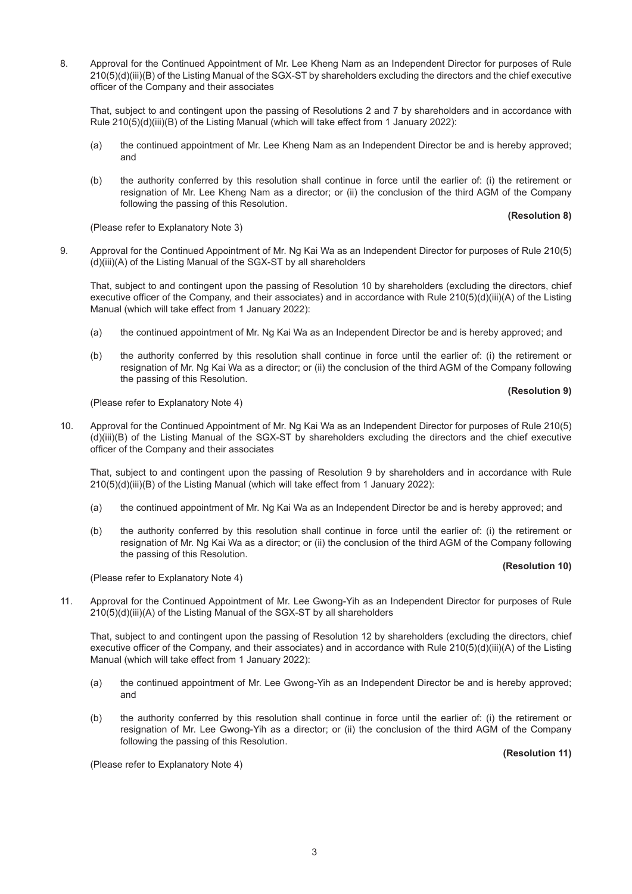8. Approval for the Continued Appointment of Mr. Lee Kheng Nam as an Independent Director for purposes of Rule 210(5)(d)(iii)(B) of the Listing Manual of the SGX-ST by shareholders excluding the directors and the chief executive officer of the Company and their associates

   That, subject to and contingent upon the passing of Resolutions 2 and 7 by shareholders and in accordance with Rule 210(5)(d)(iii)(B) of the Listing Manual (which will take effect from 1 January 2022):

   (a) the continued appointment of Mr. Lee Kheng Nam as an Independent Director be and is hereby approved; and

   (b) the authority conferred by this resolution shall continue in force until the earlier of: (i) the retirement or resignation of Mr. Lee Kheng Nam as a director; or (ii) the conclusion of the third AGM of the Company following the passing of this Resolution.

   **(Resolution 8)**

   (Please refer to Explanatory Note 3)

9. Approval for the Continued Appointment of Mr. Ng Kai Wa as an Independent Director for purposes of Rule 210(5)(d)(iii)(A) of the Listing Manual of the SGX-ST by all shareholders

   That, subject to and contingent upon the passing of Resolution 10 by shareholders (excluding the directors, chief executive officer of the Company, and their associates) and in accordance with Rule 210(5)(d)(iii)(A) of the Listing Manual (which will take effect from 1 January 2022):

   (a) the continued appointment of Mr. Ng Kai Wa as an Independent Director be and is hereby approved; and

   (b) the authority conferred by this resolution shall continue in force until the earlier of: (i) the retirement or resignation of Mr. Ng Kai Wa as a director; or (ii) the conclusion of the third AGM of the Company following the passing of this Resolution.

   **(Resolution 9)**

   (Please refer to Explanatory Note 4)

10. Approval for the Continued Appointment of Mr. Ng Kai Wa as an Independent Director for purposes of Rule 210(5)(d)(iii)(B) of the Listing Manual of the SGX-ST by shareholders excluding the directors and the chief executive officer of the Company and their associates

    That, subject to and contingent upon the passing of Resolution 9 by shareholders and in accordance with Rule 210(5)(d)(iii)(B) of the Listing Manual (which will take effect from 1 January 2022):

    (a) the continued appointment of Mr. Ng Kai Wa as an Independent Director be and is hereby approved; and

    (b) the authority conferred by this resolution shall continue in force until the earlier of: (i) the retirement or resignation of Mr. Ng Kai Wa as a director; or (ii) the conclusion of the third AGM of the Company following the passing of this Resolution.

    **(Resolution 10)**

    (Please refer to Explanatory Note 4)

11. Approval for the Continued Appointment of Mr. Lee Gwong-Yih as an Independent Director for purposes of Rule 210(5)(d)(iii)(A) of the Listing Manual of the SGX-ST by all shareholders

    That, subject to and contingent upon the passing of Resolution 12 by shareholders (excluding the directors, chief executive officer of the Company, and their associates) and in accordance with Rule 210(5)(d)(iii)(A) of the Listing Manual (which will take effect from 1 January 2022):

    (a) the continued appointment of Mr. Lee Gwong-Yih as an Independent Director be and is hereby approved; and

    (b) the authority conferred by this resolution shall continue in force until the earlier of: (i) the retirement or resignation of Mr. Lee Gwong-Yih as a director; or (ii) the conclusion of the third AGM of the Company following the passing of this Resolution.

    **(Resolution 11)**

    (Please refer to Explanatory Note 4)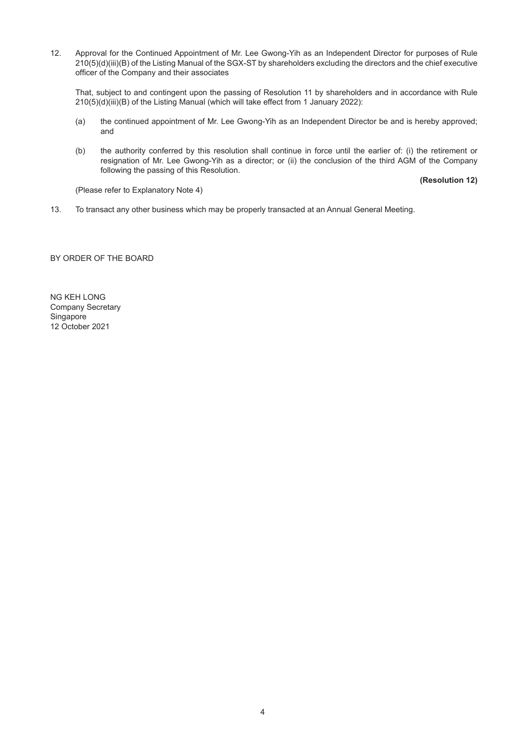12. Approval for the Continued Appointment of Mr. Lee Gwong-Yih as an Independent Director for purposes of Rule 210(5)(d)(iii)(B) of the Listing Manual of the SGX-ST by shareholders excluding the directors and the chief executive officer of the Company and their associates

    That, subject to and contingent upon the passing of Resolution 11 by shareholders and in accordance with Rule 210(5)(d)(iii)(B) of the Listing Manual (which will take effect from 1 January 2022):

    (a) the continued appointment of Mr. Lee Gwong-Yih as an Independent Director be and is hereby approved; and

    (b) the authority conferred by this resolution shall continue in force until the earlier of: (i) the retirement or resignation of Mr. Lee Gwong-Yih as a director; or (ii) the conclusion of the third AGM of the Company following the passing of this Resolution.

    **(Resolution 12)**

    (Please refer to Explanatory Note 4)

13. To transact any other business which may be properly transacted at an Annual General Meeting.

BY ORDER OF THE BOARD

NG KEH LONG
Company Secretary
Singapore
12 October 2021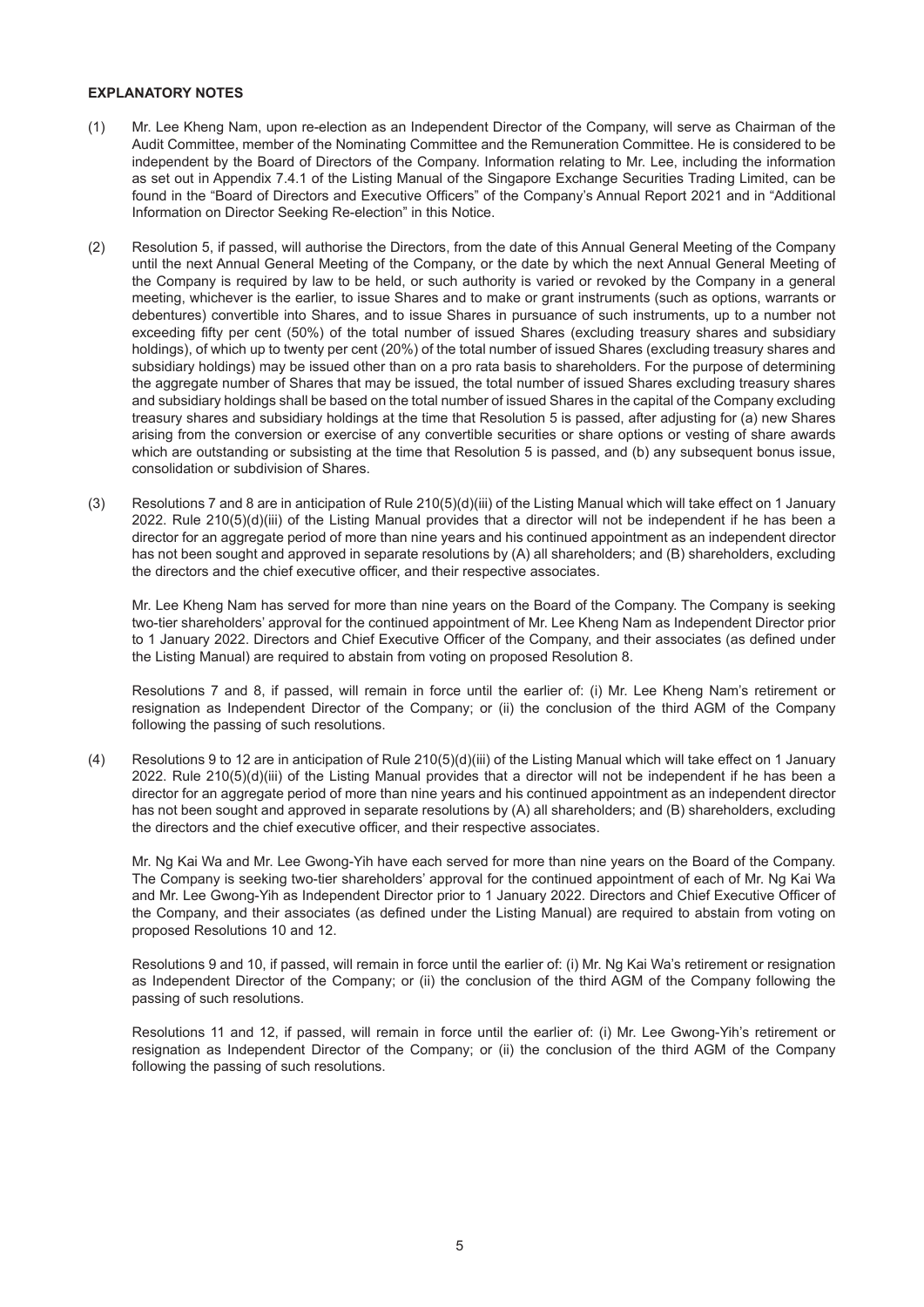**EXPLANATORY NOTES**

(1) Mr. Lee Kheng Nam, upon re-election as an Independent Director of the Company, will serve as Chairman of the Audit Committee, member of the Nominating Committee and the Remuneration Committee. He is considered to be independent by the Board of Directors of the Company. Information relating to Mr. Lee, including the information as set out in Appendix 7.4.1 of the Listing Manual of the Singapore Exchange Securities Trading Limited, can be found in the "Board of Directors and Executive Officers" of the Company's Annual Report 2021 and in "Additional Information on Director Seeking Re-election" in this Notice.

(2) Resolution 5, if passed, will authorise the Directors, from the date of this Annual General Meeting of the Company until the next Annual General Meeting of the Company, or the date by which the next Annual General Meeting of the Company is required by law to be held, or such authority is varied or revoked by the Company in a general meeting, whichever is the earlier, to issue Shares and to make or grant instruments (such as options, warrants or debentures) convertible into Shares, and to issue Shares in pursuance of such instruments, up to a number not exceeding fifty per cent (50%) of the total number of issued Shares (excluding treasury shares and subsidiary holdings), of which up to twenty per cent (20%) of the total number of issued Shares (excluding treasury shares and subsidiary holdings) may be issued other than on a pro rata basis to shareholders. For the purpose of determining the aggregate number of Shares that may be issued, the total number of issued Shares excluding treasury shares and subsidiary holdings shall be based on the total number of issued Shares in the capital of the Company excluding treasury shares and subsidiary holdings at the time that Resolution 5 is passed, after adjusting for (a) new Shares arising from the conversion or exercise of any convertible securities or share options or vesting of share awards which are outstanding or subsisting at the time that Resolution 5 is passed, and (b) any subsequent bonus issue, consolidation or subdivision of Shares.

(3) Resolutions 7 and 8 are in anticipation of Rule 210(5)(d)(iii) of the Listing Manual which will take effect on 1 January 2022. Rule 210(5)(d)(iii) of the Listing Manual provides that a director will not be independent if he has been a director for an aggregate period of more than nine years and his continued appointment as an independent director has not been sought and approved in separate resolutions by (A) all shareholders; and (B) shareholders, excluding the directors and the chief executive officer, and their respective associates.

Mr. Lee Kheng Nam has served for more than nine years on the Board of the Company. The Company is seeking two-tier shareholders' approval for the continued appointment of Mr. Lee Kheng Nam as Independent Director prior to 1 January 2022. Directors and Chief Executive Officer of the Company, and their associates (as defined under the Listing Manual) are required to abstain from voting on proposed Resolution 8.

Resolutions 7 and 8, if passed, will remain in force until the earlier of: (i) Mr. Lee Kheng Nam's retirement or resignation as Independent Director of the Company; or (ii) the conclusion of the third AGM of the Company following the passing of such resolutions.

(4) Resolutions 9 to 12 are in anticipation of Rule 210(5)(d)(iii) of the Listing Manual which will take effect on 1 January 2022. Rule 210(5)(d)(iii) of the Listing Manual provides that a director will not be independent if he has been a director for an aggregate period of more than nine years and his continued appointment as an independent director has not been sought and approved in separate resolutions by (A) all shareholders; and (B) shareholders, excluding the directors and the chief executive officer, and their respective associates.

Mr. Ng Kai Wa and Mr. Lee Gwong-Yih have each served for more than nine years on the Board of the Company. The Company is seeking two-tier shareholders' approval for the continued appointment of each of Mr. Ng Kai Wa and Mr. Lee Gwong-Yih as Independent Director prior to 1 January 2022. Directors and Chief Executive Officer of the Company, and their associates (as defined under the Listing Manual) are required to abstain from voting on proposed Resolutions 10 and 12.

Resolutions 9 and 10, if passed, will remain in force until the earlier of: (i) Mr. Ng Kai Wa's retirement or resignation as Independent Director of the Company; or (ii) the conclusion of the third AGM of the Company following the passing of such resolutions.

Resolutions 11 and 12, if passed, will remain in force until the earlier of: (i) Mr. Lee Gwong-Yih's retirement or resignation as Independent Director of the Company; or (ii) the conclusion of the third AGM of the Company following the passing of such resolutions.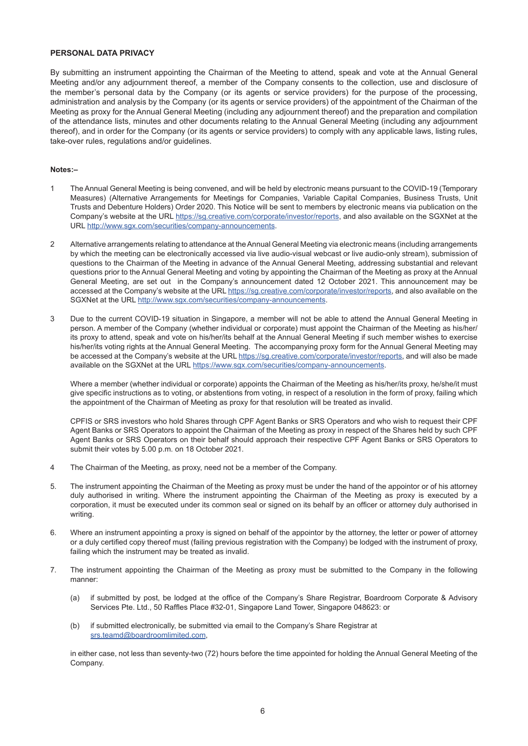## PERSONAL DATA PRIVACY

By submitting an instrument appointing the Chairman of the Meeting to attend, speak and vote at the Annual General Meeting and/or any adjournment thereof, a member of the Company consents to the collection, use and disclosure of the member's personal data by the Company (or its agents or service providers) for the purpose of the processing, administration and analysis by the Company (or its agents or service providers) of the appointment of the Chairman of the Meeting as proxy for the Annual General Meeting (including any adjournment thereof) and the preparation and compilation of the attendance lists, minutes and other documents relating to the Annual General Meeting (including any adjournment thereof), and in order for the Company (or its agents or service providers) to comply with any applicable laws, listing rules, take-over rules, regulations and/or guidelines.

**Notes:–**

1 The Annual General Meeting is being convened, and will be held by electronic means pursuant to the COVID-19 (Temporary Measures) (Alternative Arrangements for Meetings for Companies, Variable Capital Companies, Business Trusts, Unit Trusts and Debenture Holders) Order 2020. This Notice will be sent to members by electronic means via publication on the Company's website at the URL https://sg.creative.com/corporate/investor/reports, and also available on the SGXNet at the URL http://www.sgx.com/securities/company-announcements.

2 Alternative arrangements relating to attendance at the Annual General Meeting via electronic means (including arrangements by which the meeting can be electronically accessed via live audio-visual webcast or live audio-only stream), submission of questions to the Chairman of the Meeting in advance of the Annual General Meeting, addressing substantial and relevant questions prior to the Annual General Meeting and voting by appointing the Chairman of the Meeting as proxy at the Annual General Meeting, are set out in the Company's announcement dated 12 October 2021. This announcement may be accessed at the Company's website at the URL https://sg.creative.com/corporate/investor/reports, and also available on the SGXNet at the URL http://www.sgx.com/securities/company-announcements.

3 Due to the current COVID-19 situation in Singapore, a member will not be able to attend the Annual General Meeting in person. A member of the Company (whether individual or corporate) must appoint the Chairman of the Meeting as his/her/its proxy to attend, speak and vote on his/her/its behalf at the Annual General Meeting if such member wishes to exercise his/her/its voting rights at the Annual General Meeting. The accompanying proxy form for the Annual General Meeting may be accessed at the Company's website at the URL https://sg.creative.com/corporate/investor/reports, and will also be made available on the SGXNet at the URL https://www.sgx.com/securities/company-announcements.

   Where a member (whether individual or corporate) appoints the Chairman of the Meeting as his/her/its proxy, he/she/it must give specific instructions as to voting, or abstentions from voting, in respect of a resolution in the form of proxy, failing which the appointment of the Chairman of Meeting as proxy for that resolution will be treated as invalid.

   CPFIS or SRS investors who hold Shares through CPF Agent Banks or SRS Operators and who wish to request their CPF Agent Banks or SRS Operators to appoint the Chairman of the Meeting as proxy in respect of the Shares held by such CPF Agent Banks or SRS Operators on their behalf should approach their respective CPF Agent Banks or SRS Operators to submit their votes by 5.00 p.m. on 18 October 2021.

4 The Chairman of the Meeting, as proxy, need not be a member of the Company.

5. The instrument appointing the Chairman of the Meeting as proxy must be under the hand of the appointor or of his attorney duly authorised in writing. Where the instrument appointing the Chairman of the Meeting as proxy is executed by a corporation, it must be executed under its common seal or signed on its behalf by an officer or attorney duly authorised in writing.

6. Where an instrument appointing a proxy is signed on behalf of the appointor by the attorney, the letter or power of attorney or a duly certified copy thereof must (failing previous registration with the Company) be lodged with the instrument of proxy, failing which the instrument may be treated as invalid.

7. The instrument appointing the Chairman of the Meeting as proxy must be submitted to the Company in the following manner:

   (a) if submitted by post, be lodged at the office of the Company's Share Registrar, Boardroom Corporate & Advisory Services Pte. Ltd., 50 Raffles Place #32-01, Singapore Land Tower, Singapore 048623: or

   (b) if submitted electronically, be submitted via email to the Company's Share Registrar at srs.teamd@boardroomlimited.com,

   in either case, not less than seventy-two (72) hours before the time appointed for holding the Annual General Meeting of the Company.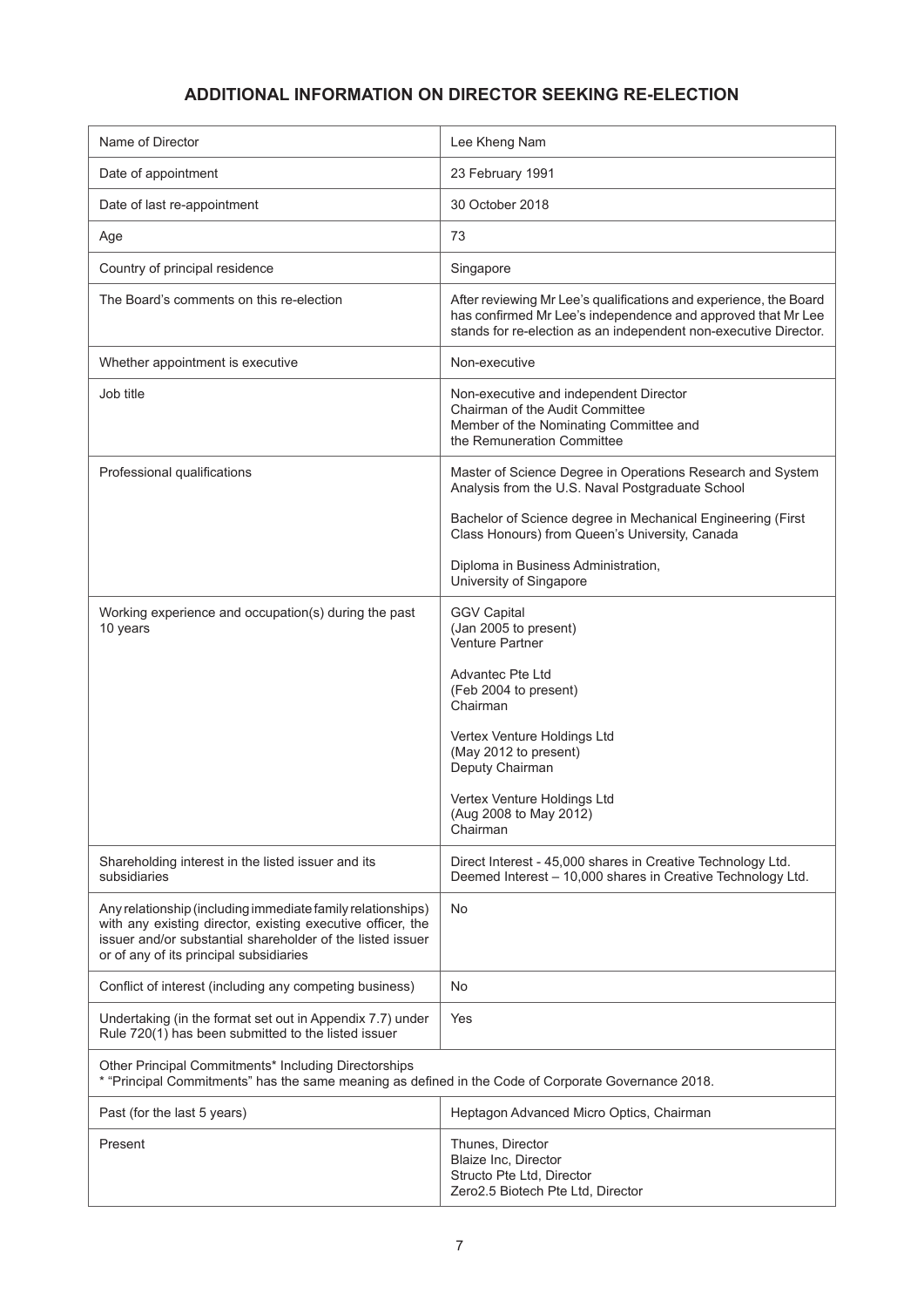# ADDITIONAL INFORMATION ON DIRECTOR SEEKING RE-ELECTION

| Name of Director | Lee Kheng Nam |
|---|---|
| Date of appointment | 23 February 1991 |
| Date of last re-appointment | 30 October 2018 |
| Age | 73 |
| Country of principal residence | Singapore |
| The Board's comments on this re-election | After reviewing Mr Lee's qualifications and experience, the Board has confirmed Mr Lee's independence and approved that Mr Lee stands for re-election as an independent non-executive Director. |
| Whether appointment is executive | Non-executive |
| Job title | Non-executive and independent Director<br>Chairman of the Audit Committee<br>Member of the Nominating Committee and the Remuneration Committee |
| Professional qualifications | Master of Science Degree in Operations Research and System Analysis from the U.S. Naval Postgraduate School<br><br>Bachelor of Science degree in Mechanical Engineering (First Class Honours) from Queen's University, Canada<br><br>Diploma in Business Administration, University of Singapore |
| Working experience and occupation(s) during the past 10 years | GGV Capital<br>(Jan 2005 to present)<br>Venture Partner<br><br>Advantec Pte Ltd<br>(Feb 2004 to present)<br>Chairman<br><br>Vertex Venture Holdings Ltd<br>(May 2012 to present)<br>Deputy Chairman<br><br>Vertex Venture Holdings Ltd<br>(Aug 2008 to May 2012)<br>Chairman |
| Shareholding interest in the listed issuer and its subsidiaries | Direct Interest - 45,000 shares in Creative Technology Ltd.<br>Deemed Interest – 10,000 shares in Creative Technology Ltd. |
| Any relationship (including immediate family relationships) with any existing director, existing executive officer, the issuer and/or substantial shareholder of the listed issuer or of any of its principal subsidiaries | No |
| Conflict of interest (including any competing business) | No |
| Undertaking (in the format set out in Appendix 7.7) under Rule 720(1) has been submitted to the listed issuer | Yes |
| Other Principal Commitments* Including Directorships<br>* "Principal Commitments" has the same meaning as defined in the Code of Corporate Governance 2018. | |
| Past (for the last 5 years) | Heptagon Advanced Micro Optics, Chairman |
| Present | Thunes, Director<br>Blaize Inc, Director<br>Structo Pte Ltd, Director<br>Zero2.5 Biotech Pte Ltd, Director |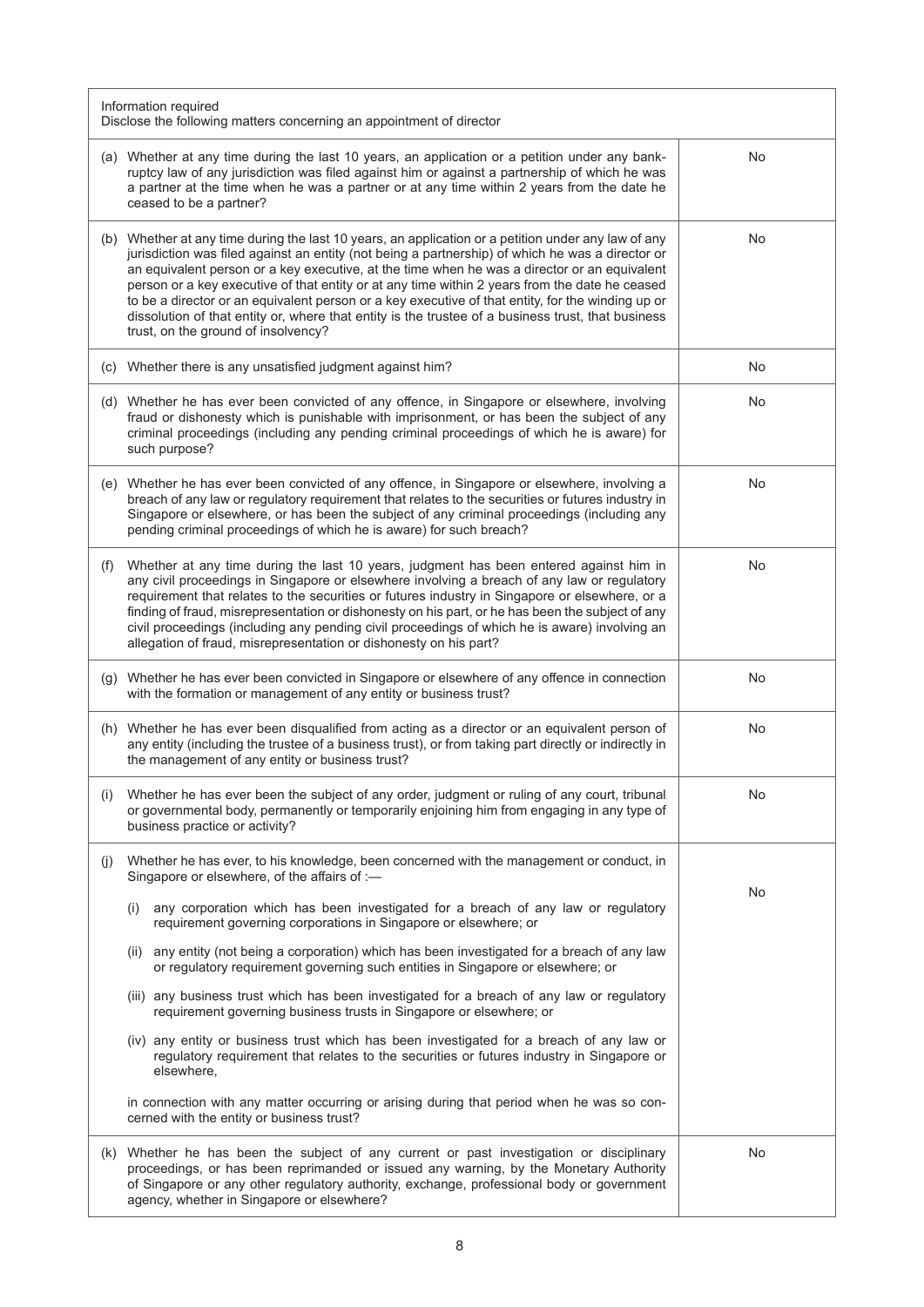| Information required<br>Disclose the following matters concerning an appointment of director | |
|---|---|
| (a) Whether at any time during the last 10 years, an application or a petition under any bankruptcy law of any jurisdiction was filed against him or against a partnership of which he was a partner at the time when he was a partner or at any time within 2 years from the date he ceased to be a partner? | No |
| (b) Whether at any time during the last 10 years, an application or a petition under any law of any jurisdiction was filed against an entity (not being a partnership) of which he was a director or an equivalent person or a key executive, at the time when he was a director or an equivalent person or a key executive of that entity or at any time within 2 years from the date he ceased to be a director or an equivalent person or a key executive of that entity, for the winding up or dissolution of that entity or, where that entity is the trustee of a business trust, that business trust, on the ground of insolvency? | No |
| (c) Whether there is any unsatisfied judgment against him? | No |
| (d) Whether he has ever been convicted of any offence, in Singapore or elsewhere, involving fraud or dishonesty which is punishable with imprisonment, or has been the subject of any criminal proceedings (including any pending criminal proceedings of which he is aware) for such purpose? | No |
| (e) Whether he has ever been convicted of any offence, in Singapore or elsewhere, involving a breach of any law or regulatory requirement that relates to the securities or futures industry in Singapore or elsewhere, or has been the subject of any criminal proceedings (including any pending criminal proceedings of which he is aware) for such breach? | No |
| (f) Whether at any time during the last 10 years, judgment has been entered against him in any civil proceedings in Singapore or elsewhere involving a breach of any law or regulatory requirement that relates to the securities or futures industry in Singapore or elsewhere, or a finding of fraud, misrepresentation or dishonesty on his part, or he has been the subject of any civil proceedings (including any pending civil proceedings of which he is aware) involving an allegation of fraud, misrepresentation or dishonesty on his part? | No |
| (g) Whether he has ever been convicted in Singapore or elsewhere of any offence in connection with the formation or management of any entity or business trust? | No |
| (h) Whether he has ever been disqualified from acting as a director or an equivalent person of any entity (including the trustee of a business trust), or from taking part directly or indirectly in the management of any entity or business trust? | No |
| (i) Whether he has ever been the subject of any order, judgment or ruling of any court, tribunal or governmental body, permanently or temporarily enjoining him from engaging in any type of business practice or activity? | No |
| (j) Whether he has ever, to his knowledge, been concerned with the management or conduct, in Singapore or elsewhere, of the affairs of :—<br>(i) any corporation which has been investigated for a breach of any law or regulatory requirement governing corporations in Singapore or elsewhere; or<br>(ii) any entity (not being a corporation) which has been investigated for a breach of any law or regulatory requirement governing such entities in Singapore or elsewhere; or<br>(iii) any business trust which has been investigated for a breach of any law or regulatory requirement governing business trusts in Singapore or elsewhere; or<br>(iv) any entity or business trust which has been investigated for a breach of any law or regulatory requirement that relates to the securities or futures industry in Singapore or elsewhere,<br>in connection with any matter occurring or arising during that period when he was so concerned with the entity or business trust? | No |
| (k) Whether he has been the subject of any current or past investigation or disciplinary proceedings, or has been reprimanded or issued any warning, by the Monetary Authority of Singapore or any other regulatory authority, exchange, professional body or government agency, whether in Singapore or elsewhere? | No |